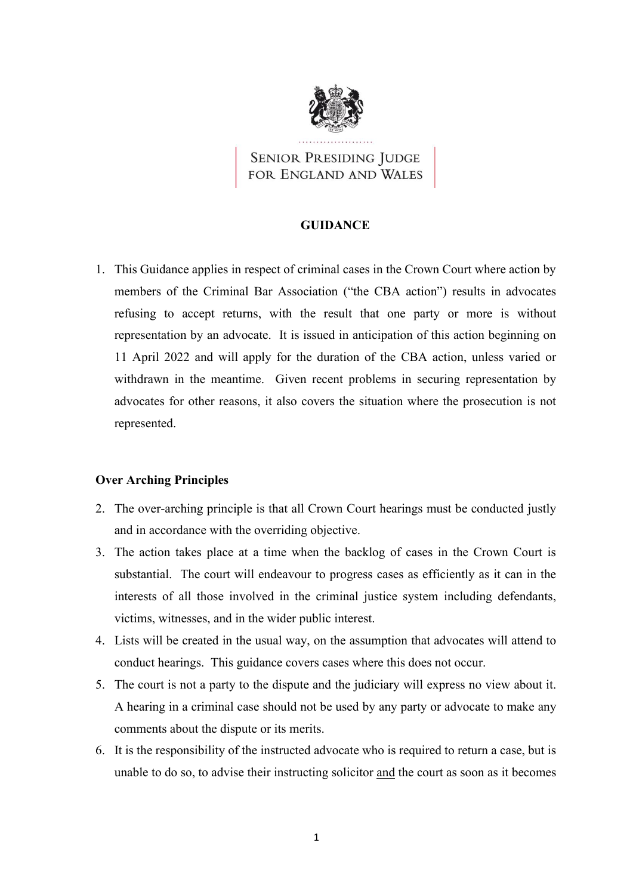SENIOR PRESIDING JUDGE FOR ENGLAND AND WALES

**GUIDANCE**

1. This Guidance applies in respect of criminal cases in the Crown Court where action by members of the Criminal Bar Association ("the CBA action") results in advocates refusing to accept returns, with the result that one party or more is without representation by an advocate. It is issued in anticipation of this action beginning on 11 April 2022 and will apply for the duration of the CBA action, unless varied or withdrawn in the meantime. Given recent problems in securing representation by advocates for other reasons, it also covers the situation where the prosecution is not represented.

**Over Arching Principles**

2. The over-arching principle is that all Crown Court hearings must be conducted justly and in accordance with the overriding objective.
3. The action takes place at a time when the backlog of cases in the Crown Court is substantial. The court will endeavour to progress cases as efficiently as it can in the interests of all those involved in the criminal justice system including defendants, victims, witnesses, and in the wider public interest.
4. Lists will be created in the usual way, on the assumption that advocates will attend to conduct hearings. This guidance covers cases where this does not occur.
5. The court is not a party to the dispute and the judiciary will express no view about it. A hearing in a criminal case should not be used by any party or advocate to make any comments about the dispute or its merits.
6. It is the responsibility of the instructed advocate who is required to return a case, but is unable to do so, to advise their instructing solicitor <u>and</u> the court as soon as it becomes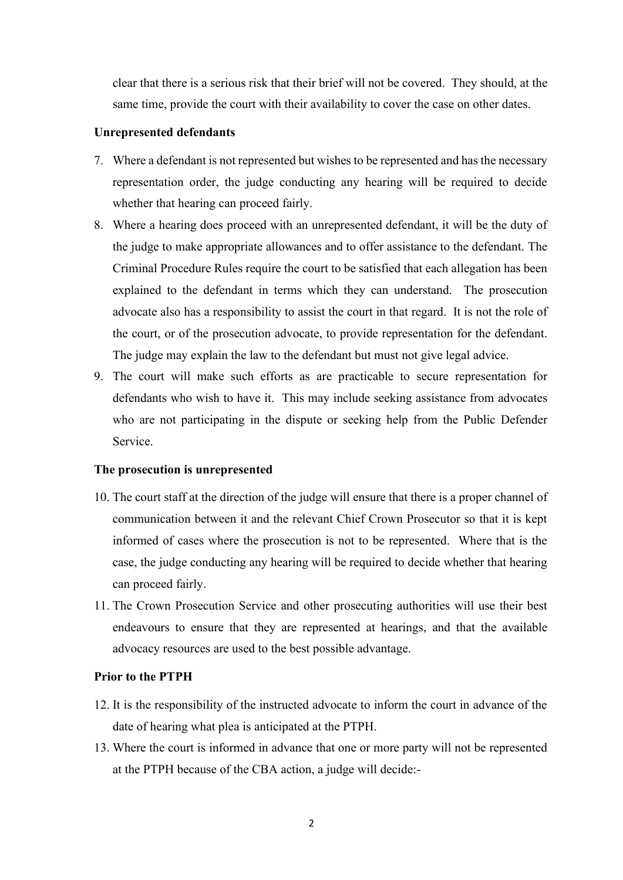clear that there is a serious risk that their brief will not be covered. They should, at the same time, provide the court with their availability to cover the case on other dates.

**Unrepresented defendants**

7. Where a defendant is not represented but wishes to be represented and has the necessary representation order, the judge conducting any hearing will be required to decide whether that hearing can proceed fairly.
8. Where a hearing does proceed with an unrepresented defendant, it will be the duty of the judge to make appropriate allowances and to offer assistance to the defendant. The Criminal Procedure Rules require the court to be satisfied that each allegation has been explained to the defendant in terms which they can understand. The prosecution advocate also has a responsibility to assist the court in that regard. It is not the role of the court, or of the prosecution advocate, to provide representation for the defendant. The judge may explain the law to the defendant but must not give legal advice.
9. The court will make such efforts as are practicable to secure representation for defendants who wish to have it. This may include seeking assistance from advocates who are not participating in the dispute or seeking help from the Public Defender Service.

**The prosecution is unrepresented**

10. The court staff at the direction of the judge will ensure that there is a proper channel of communication between it and the relevant Chief Crown Prosecutor so that it is kept informed of cases where the prosecution is not to be represented. Where that is the case, the judge conducting any hearing will be required to decide whether that hearing can proceed fairly.
11. The Crown Prosecution Service and other prosecuting authorities will use their best endeavours to ensure that they are represented at hearings, and that the available advocacy resources are used to the best possible advantage.

**Prior to the PTPH**

12. It is the responsibility of the instructed advocate to inform the court in advance of the date of hearing what plea is anticipated at the PTPH.
13. Where the court is informed in advance that one or more party will not be represented at the PTPH because of the CBA action, a judge will decide:-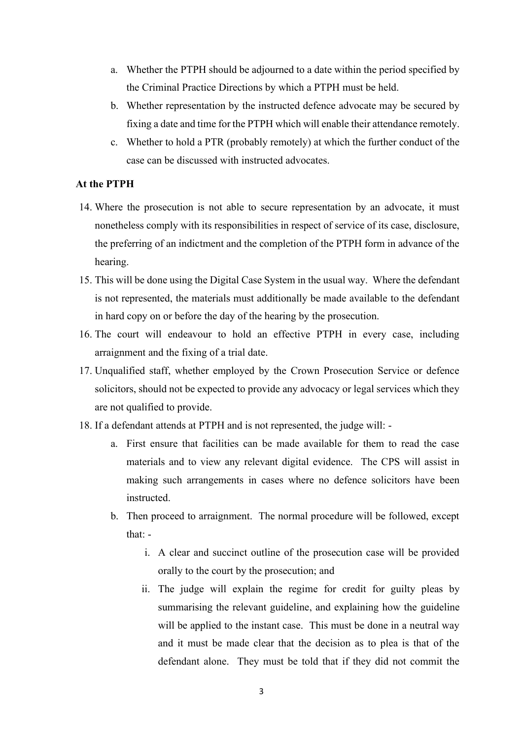a. Whether the PTPH should be adjourned to a date within the period specified by the Criminal Practice Directions by which a PTPH must be held.
b. Whether representation by the instructed defence advocate may be secured by fixing a date and time for the PTPH which will enable their attendance remotely.
c. Whether to hold a PTR (probably remotely) at which the further conduct of the case can be discussed with instructed advocates.

**At the PTPH**

14. Where the prosecution is not able to secure representation by an advocate, it must nonetheless comply with its responsibilities in respect of service of its case, disclosure, the preferring of an indictment and the completion of the PTPH form in advance of the hearing.
15. This will be done using the Digital Case System in the usual way. Where the defendant is not represented, the materials must additionally be made available to the defendant in hard copy on or before the day of the hearing by the prosecution.
16. The court will endeavour to hold an effective PTPH in every case, including arraignment and the fixing of a trial date.
17. Unqualified staff, whether employed by the Crown Prosecution Service or defence solicitors, should not be expected to provide any advocacy or legal services which they are not qualified to provide.
18. If a defendant attends at PTPH and is not represented, the judge will: -
    a. First ensure that facilities can be made available for them to read the case materials and to view any relevant digital evidence. The CPS will assist in making such arrangements in cases where no defence solicitors have been instructed.
    b. Then proceed to arraignment. The normal procedure will be followed, except that: -
        i. A clear and succinct outline of the prosecution case will be provided orally to the court by the prosecution; and
        ii. The judge will explain the regime for credit for guilty pleas by summarising the relevant guideline, and explaining how the guideline will be applied to the instant case. This must be done in a neutral way and it must be made clear that the decision as to plea is that of the defendant alone. They must be told that if they did not commit the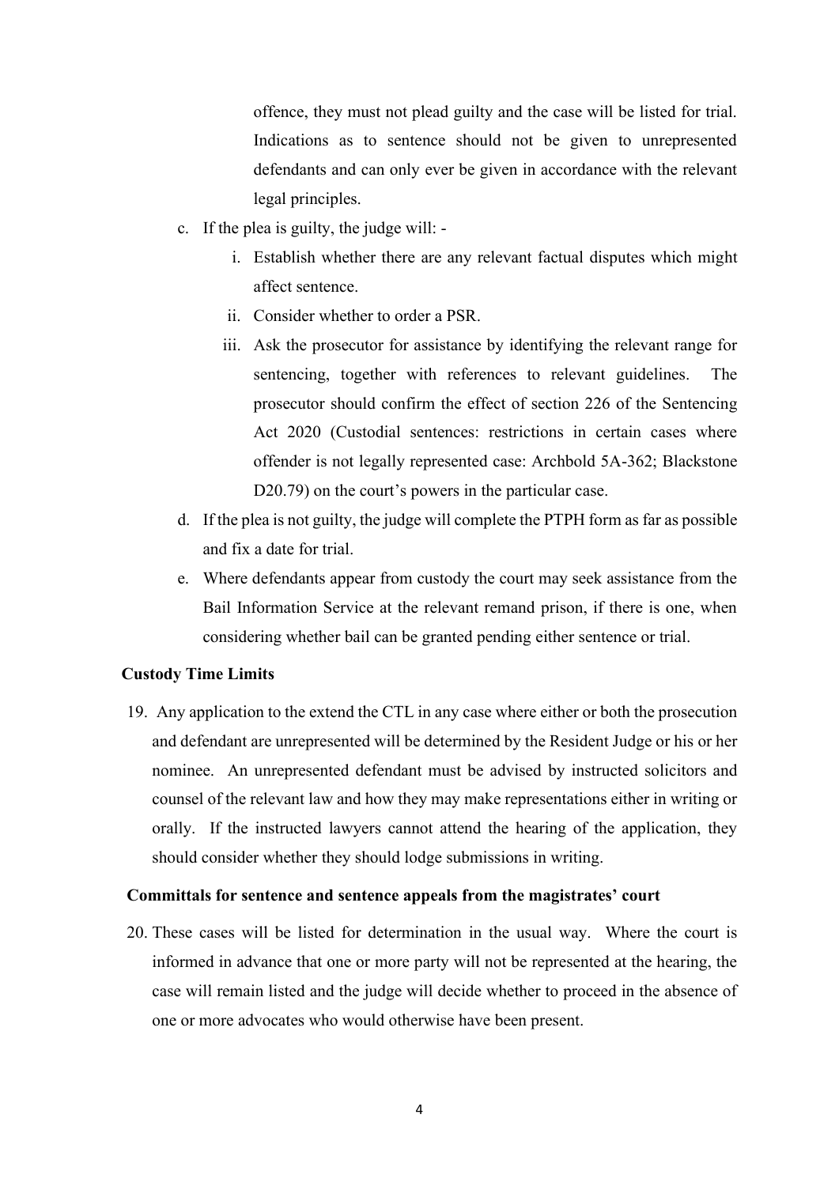offence, they must not plead guilty and the case will be listed for trial. Indications as to sentence should not be given to unrepresented defendants and can only ever be given in accordance with the relevant legal principles.

c. If the plea is guilty, the judge will: -
   i. Establish whether there are any relevant factual disputes which might affect sentence.
   ii. Consider whether to order a PSR.
   iii. Ask the prosecutor for assistance by identifying the relevant range for sentencing, together with references to relevant guidelines. The prosecutor should confirm the effect of section 226 of the Sentencing Act 2020 (Custodial sentences: restrictions in certain cases where offender is not legally represented case: Archbold 5A-362; Blackstone D20.79) on the court's powers in the particular case.
d. If the plea is not guilty, the judge will complete the PTPH form as far as possible and fix a date for trial.
e. Where defendants appear from custody the court may seek assistance from the Bail Information Service at the relevant remand prison, if there is one, when considering whether bail can be granted pending either sentence or trial.

**Custody Time Limits**

19. Any application to the extend the CTL in any case where either or both the prosecution and defendant are unrepresented will be determined by the Resident Judge or his or her nominee. An unrepresented defendant must be advised by instructed solicitors and counsel of the relevant law and how they may make representations either in writing or orally. If the instructed lawyers cannot attend the hearing of the application, they should consider whether they should lodge submissions in writing.

**Committals for sentence and sentence appeals from the magistrates' court**

20. These cases will be listed for determination in the usual way. Where the court is informed in advance that one or more party will not be represented at the hearing, the case will remain listed and the judge will decide whether to proceed in the absence of one or more advocates who would otherwise have been present.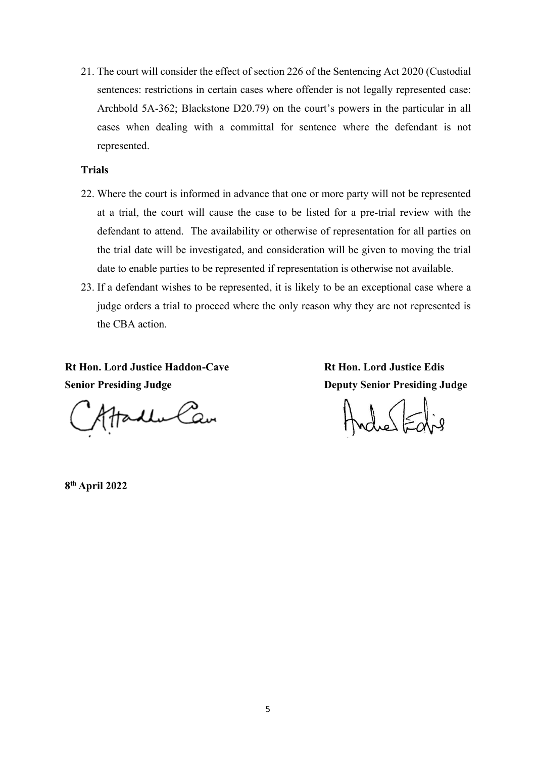21. The court will consider the effect of section 226 of the Sentencing Act 2020 (Custodial sentences: restrictions in certain cases where offender is not legally represented case: Archbold 5A-362; Blackstone D20.79) on the court's powers in the particular in all cases when dealing with a committal for sentence where the defendant is not represented.

**Trials**

22. Where the court is informed in advance that one or more party will not be represented at a trial, the court will cause the case to be listed for a pre-trial review with the defendant to attend. The availability or otherwise of representation for all parties on the trial date will be investigated, and consideration will be given to moving the trial date to enable parties to be represented if representation is otherwise not available.
23. If a defendant wishes to be represented, it is likely to be an exceptional case where a judge orders a trial to proceed where the only reason why they are not represented is the CBA action.

**Rt Hon. Lord Justice Haddon-Cave**
**Senior Presiding Judge**

**Rt Hon. Lord Justice Edis**
**Deputy Senior Presiding Judge**

**8th April 2022**